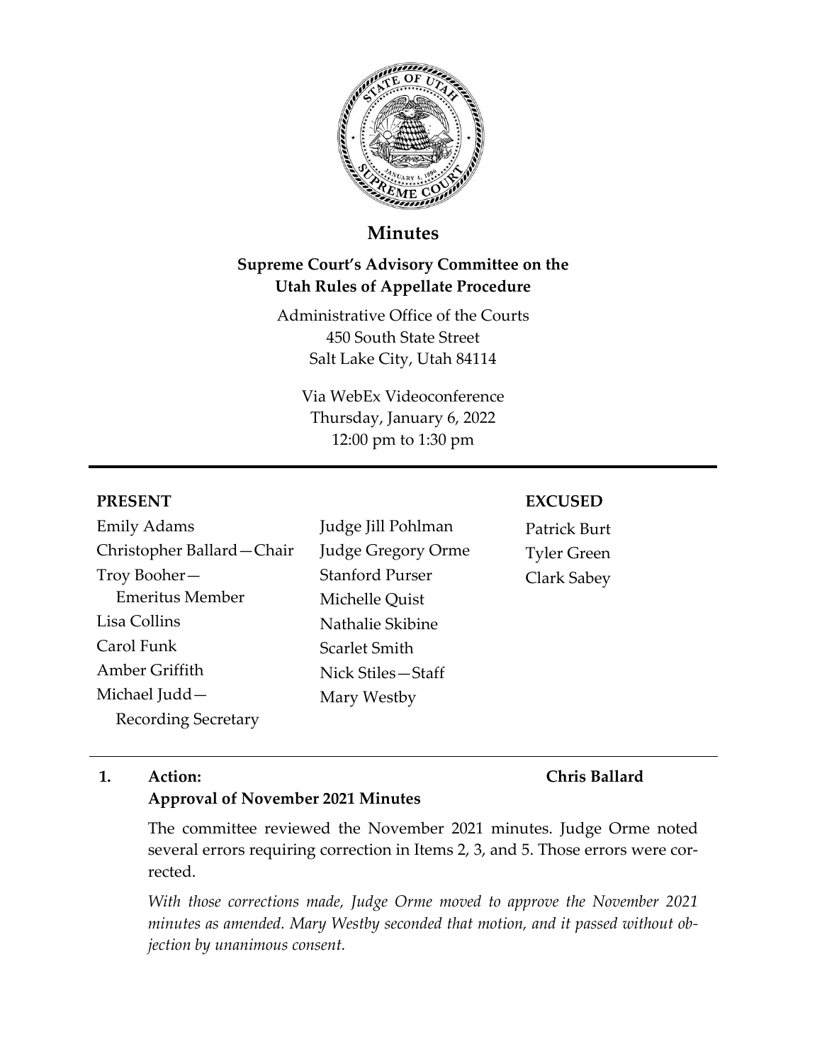# Minutes

## Supreme Court's Advisory Committee on the Utah Rules of Appellate Procedure

Administrative Office of the Courts
450 South State Street
Salt Lake City, Utah 84114

Via WebEx Videoconference
Thursday, January 6, 2022
12:00 pm to 1:30 pm

---

**PRESENT**

Emily Adams
Christopher Ballard—Chair
Troy Booher—Emeritus Member
Lisa Collins
Carol Funk
Amber Griffith
Michael Judd—Recording Secretary
Judge Jill Pohlman
Judge Gregory Orme
Stanford Purser
Michelle Quist
Nathalie Skibine
Scarlet Smith
Nick Stiles—Staff
Mary Westby

**EXCUSED**

Patrick Burt
Tyler Green
Clark Sabey

---

**1. Action: Approval of November 2021 Minutes** — **Chris Ballard**

The committee reviewed the November 2021 minutes. Judge Orme noted several errors requiring correction in Items 2, 3, and 5. Those errors were corrected.

*With those corrections made, Judge Orme moved to approve the November 2021 minutes as amended. Mary Westby seconded that motion, and it passed without objection by unanimous consent.*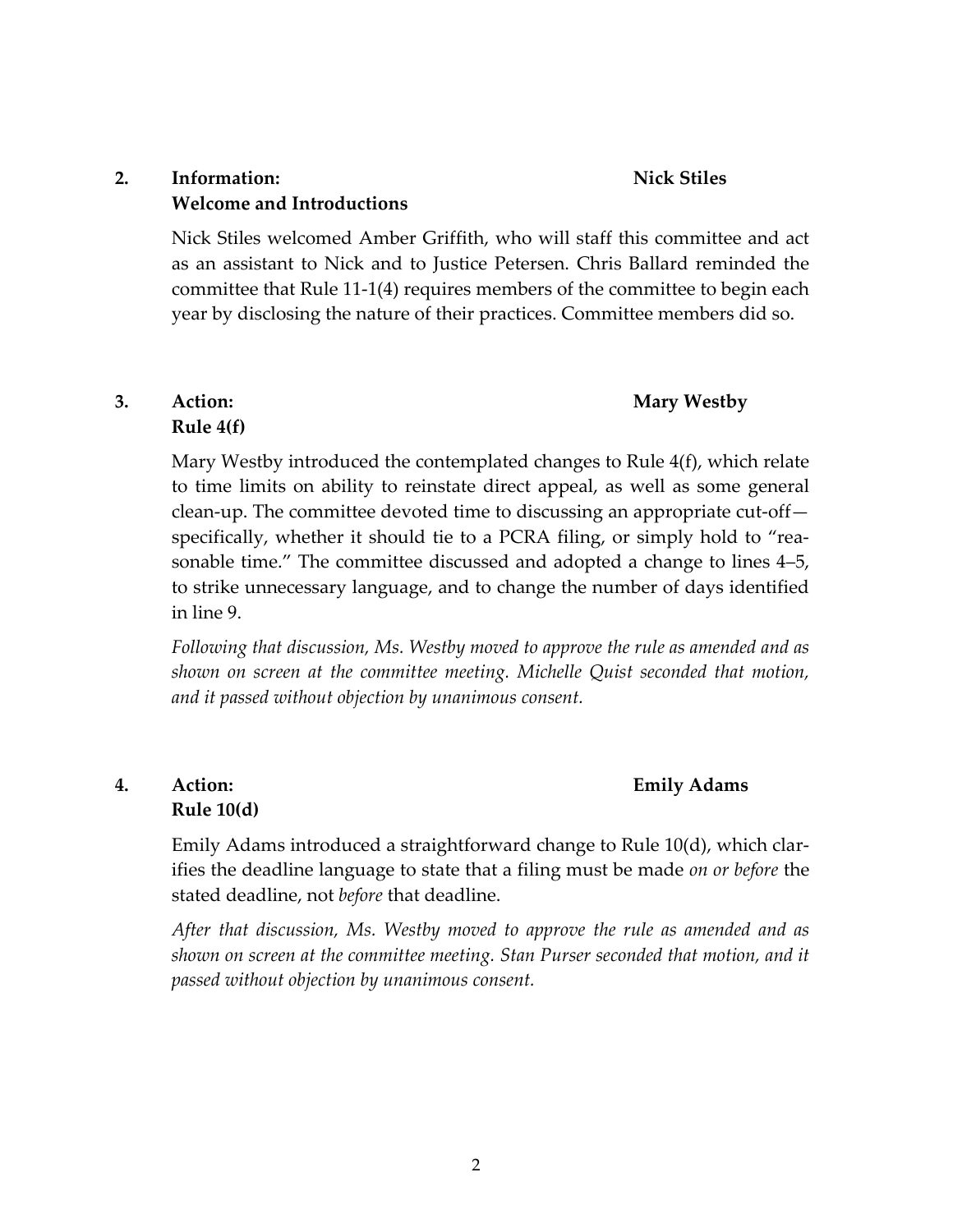## 2. Information: Welcome and Introductions — Nick Stiles

Nick Stiles welcomed Amber Griffith, who will staff this committee and act as an assistant to Nick and to Justice Petersen. Chris Ballard reminded the committee that Rule 11-1(4) requires members of the committee to begin each year by disclosing the nature of their practices. Committee members did so.

## 3. Action: Rule 4(f) — Mary Westby

Mary Westby introduced the contemplated changes to Rule 4(f), which relate to time limits on ability to reinstate direct appeal, as well as some general clean-up. The committee devoted time to discussing an appropriate cut-off—specifically, whether it should tie to a PCRA filing, or simply hold to "reasonable time." The committee discussed and adopted a change to lines 4–5, to strike unnecessary language, and to change the number of days identified in line 9.

*Following that discussion, Ms. Westby moved to approve the rule as amended and as shown on screen at the committee meeting. Michelle Quist seconded that motion, and it passed without objection by unanimous consent.*

## 4. Action: Rule 10(d) — Emily Adams

Emily Adams introduced a straightforward change to Rule 10(d), which clarifies the deadline language to state that a filing must be made *on or before* the stated deadline, not *before* that deadline.

*After that discussion, Ms. Westby moved to approve the rule as amended and as shown on screen at the committee meeting. Stan Purser seconded that motion, and it passed without objection by unanimous consent.*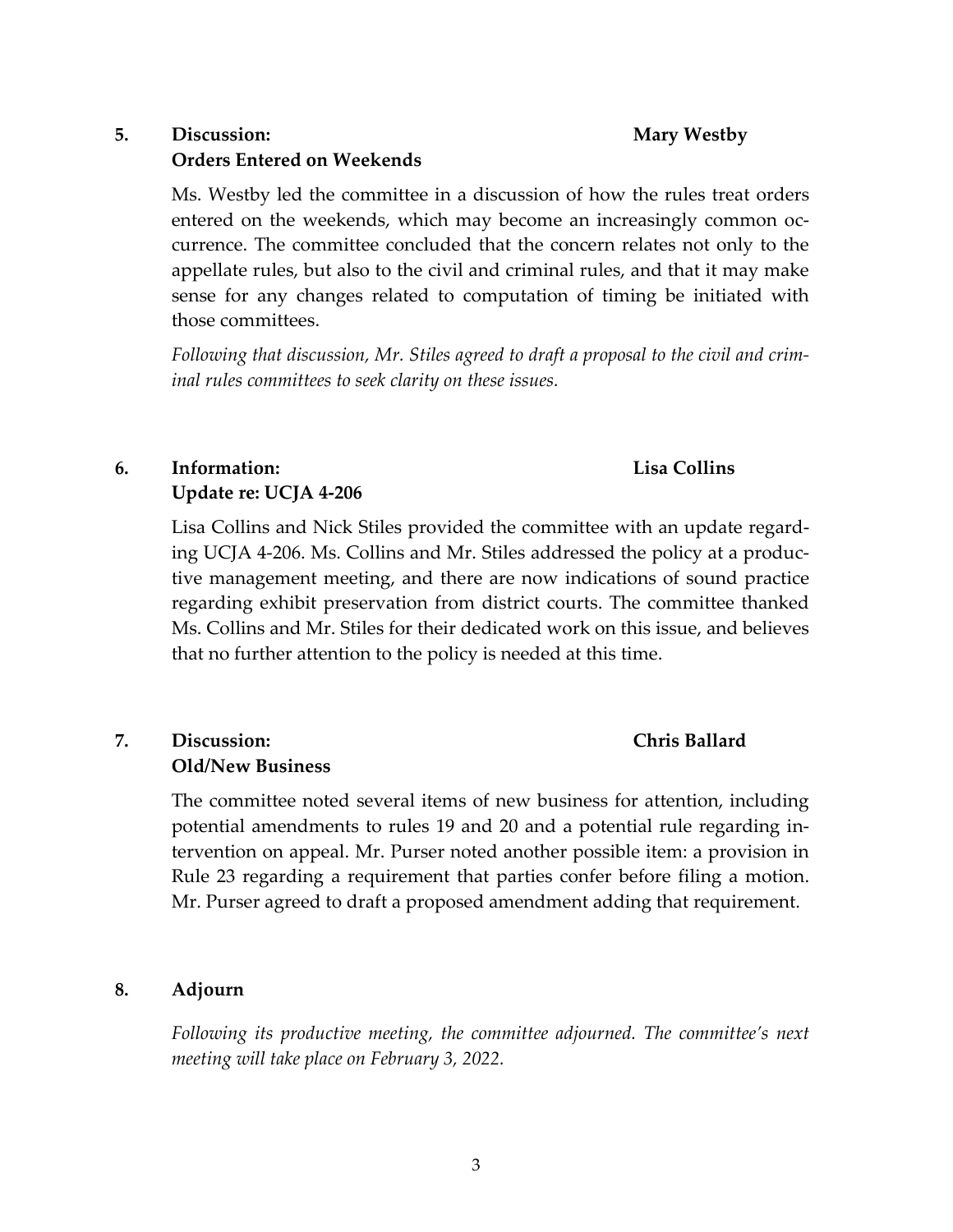**5. Discussion: Orders Entered on Weekends** — **Mary Westby**

Ms. Westby led the committee in a discussion of how the rules treat orders entered on the weekends, which may become an increasingly common occurrence. The committee concluded that the concern relates not only to the appellate rules, but also to the civil and criminal rules, and that it may make sense for any changes related to computation of timing be initiated with those committees.

*Following that discussion, Mr. Stiles agreed to draft a proposal to the civil and criminal rules committees to seek clarity on these issues.*

**6. Information: Update re: UCJA 4-206** — **Lisa Collins**

Lisa Collins and Nick Stiles provided the committee with an update regarding UCJA 4-206. Ms. Collins and Mr. Stiles addressed the policy at a productive management meeting, and there are now indications of sound practice regarding exhibit preservation from district courts. The committee thanked Ms. Collins and Mr. Stiles for their dedicated work on this issue, and believes that no further attention to the policy is needed at this time.

**7. Discussion: Old/New Business** — **Chris Ballard**

The committee noted several items of new business for attention, including potential amendments to rules 19 and 20 and a potential rule regarding intervention on appeal. Mr. Purser noted another possible item: a provision in Rule 23 regarding a requirement that parties confer before filing a motion. Mr. Purser agreed to draft a proposed amendment adding that requirement.

**8. Adjourn**

*Following its productive meeting, the committee adjourned. The committee's next meeting will take place on February 3, 2022.*